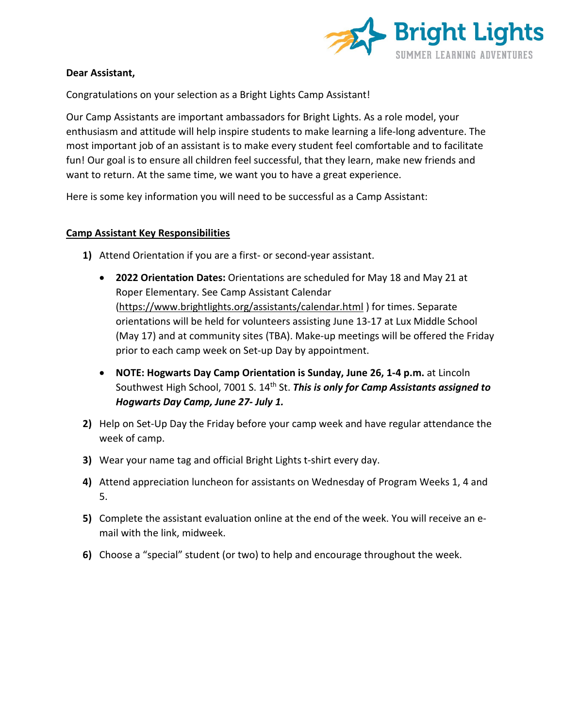**Dear Assistant,**

Congratulations on your selection as a Bright Lights Camp Assistant!

Our Camp Assistants are important ambassadors for Bright Lights. As a role model, your enthusiasm and attitude will help inspire students to make learning a life-long adventure. The most important job of an assistant is to make every student feel comfortable and to facilitate fun! Our goal is to ensure all children feel successful, that they learn, make new friends and want to return. At the same time, we want you to have a great experience.

Here is some key information you will need to be successful as a Camp Assistant:

## Camp Assistant Key Responsibilities

1) Attend Orientation if you are a first- or second-year assistant.
   - **2022 Orientation Dates:** Orientations are scheduled for May 18 and May 21 at Roper Elementary. See Camp Assistant Calendar (https://www.brightlights.org/assistants/calendar.html ) for times. Separate orientations will be held for volunteers assisting June 13-17 at Lux Middle School (May 17) and at community sites (TBA). Make-up meetings will be offered the Friday prior to each camp week on Set-up Day by appointment.
   - **NOTE: Hogwarts Day Camp Orientation is Sunday, June 26, 1-4 p.m.** at Lincoln Southwest High School, 7001 S. 14th St. ***This is only for Camp Assistants assigned to Hogwarts Day Camp, June 27- July 1.***
2) Help on Set-Up Day the Friday before your camp week and have regular attendance the week of camp.
3) Wear your name tag and official Bright Lights t-shirt every day.
4) Attend appreciation luncheon for assistants on Wednesday of Program Weeks 1, 4 and 5.
5) Complete the assistant evaluation online at the end of the week. You will receive an e-mail with the link, midweek.
6) Choose a "special" student (or two) to help and encourage throughout the week.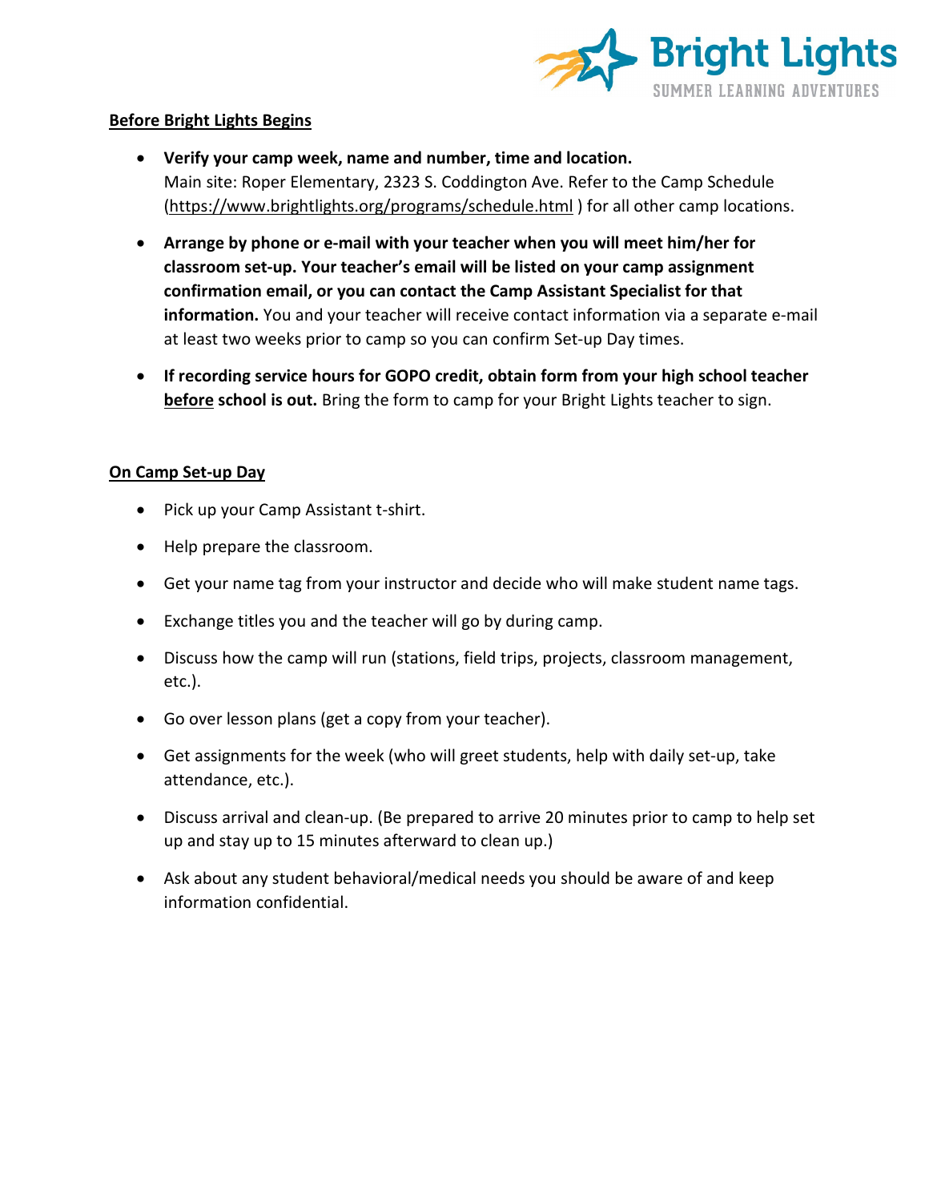## Before Bright Lights Begins

- **Verify your camp week, name and number, time and location.** Main site: Roper Elementary, 2323 S. Coddington Ave. Refer to the Camp Schedule (https://www.brightlights.org/programs/schedule.html ) for all other camp locations.
- **Arrange by phone or e-mail with your teacher when you will meet him/her for classroom set-up. Your teacher's email will be listed on your camp assignment confirmation email, or you can contact the Camp Assistant Specialist for that information.** You and your teacher will receive contact information via a separate e-mail at least two weeks prior to camp so you can confirm Set-up Day times.
- **If recording service hours for GOPO credit, obtain form from your high school teacher <u>before</u> school is out.** Bring the form to camp for your Bright Lights teacher to sign.

## On Camp Set-up Day

- Pick up your Camp Assistant t-shirt.
- Help prepare the classroom.
- Get your name tag from your instructor and decide who will make student name tags.
- Exchange titles you and the teacher will go by during camp.
- Discuss how the camp will run (stations, field trips, projects, classroom management, etc.).
- Go over lesson plans (get a copy from your teacher).
- Get assignments for the week (who will greet students, help with daily set-up, take attendance, etc.).
- Discuss arrival and clean-up. (Be prepared to arrive 20 minutes prior to camp to help set up and stay up to 15 minutes afterward to clean up.)
- Ask about any student behavioral/medical needs you should be aware of and keep information confidential.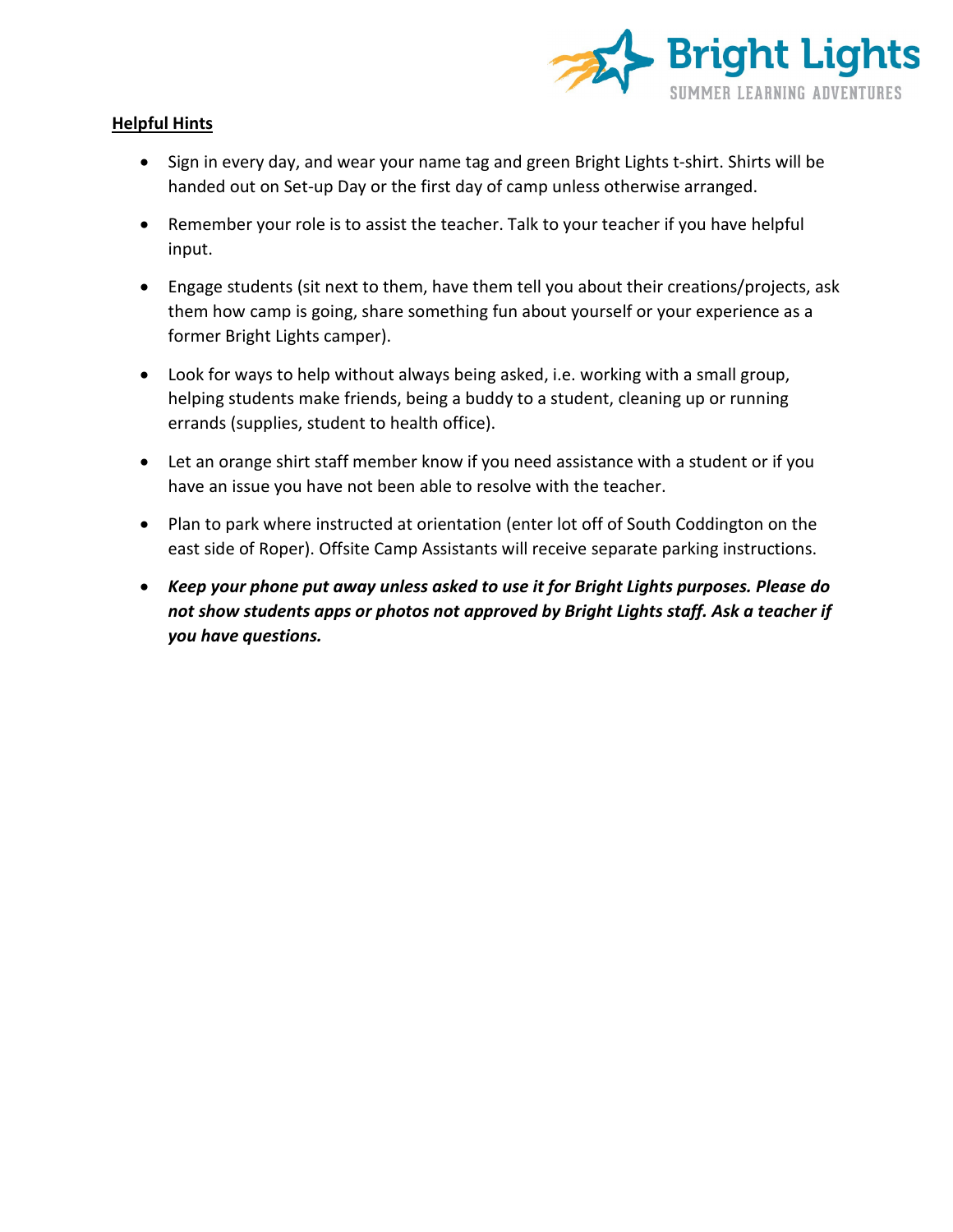## Helpful Hints

- Sign in every day, and wear your name tag and green Bright Lights t-shirt. Shirts will be handed out on Set-up Day or the first day of camp unless otherwise arranged.
- Remember your role is to assist the teacher. Talk to your teacher if you have helpful input.
- Engage students (sit next to them, have them tell you about their creations/projects, ask them how camp is going, share something fun about yourself or your experience as a former Bright Lights camper).
- Look for ways to help without always being asked, i.e. working with a small group, helping students make friends, being a buddy to a student, cleaning up or running errands (supplies, student to health office).
- Let an orange shirt staff member know if you need assistance with a student or if you have an issue you have not been able to resolve with the teacher.
- Plan to park where instructed at orientation (enter lot off of South Coddington on the east side of Roper). Offsite Camp Assistants will receive separate parking instructions.
- ***Keep your phone put away unless asked to use it for Bright Lights purposes. Please do not show students apps or photos not approved by Bright Lights staff. Ask a teacher if you have questions.***